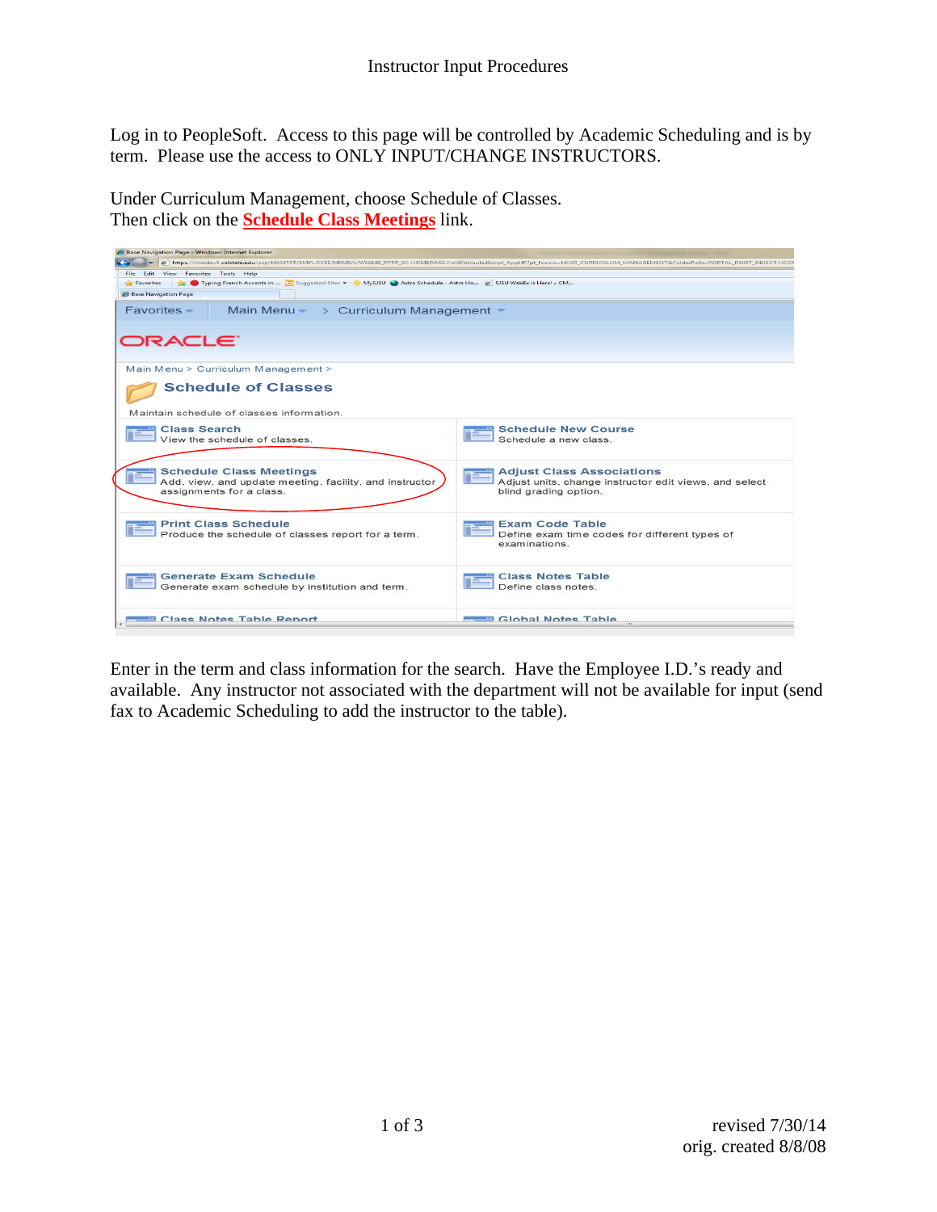# Instructor Input Procedures

Log in to PeopleSoft. Access to this page will be controlled by Academic Scheduling and is by term. Please use the access to ONLY INPUT/CHANGE INSTRUCTORS.

Under Curriculum Management, choose Schedule of Classes.
Then click on the **Schedule Class Meetings** link.

Enter in the term and class information for the search. Have the Employee I.D.'s ready and available. Any instructor not associated with the department will not be available for input (send fax to Academic Scheduling to add the instructor to the table).

revised 7/30/14
orig. created 8/8/08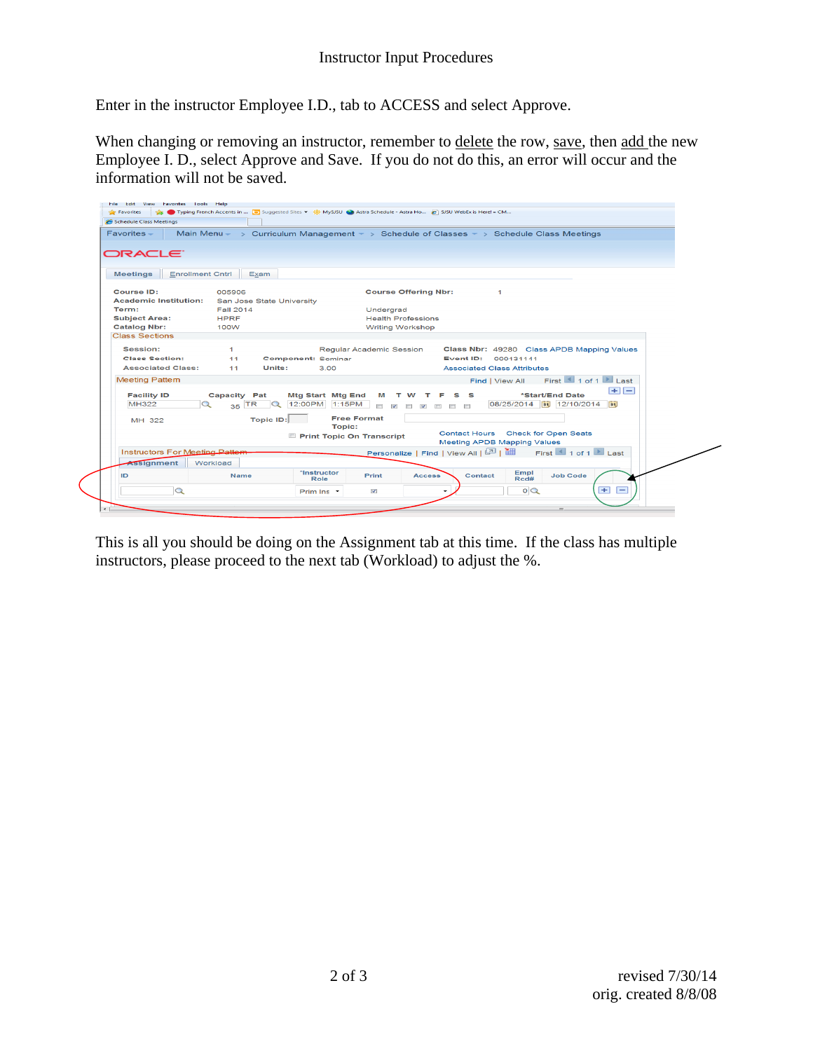Enter in the instructor Employee I.D., tab to ACCESS and select Approve.

When changing or removing an instructor, remember to delete the row, save, then add the new Employee I. D., select Approve and Save. If you do not do this, an error will occur and the information will not be saved.

This is all you should be doing on the Assignment tab at this time. If the class has multiple instructors, please proceed to the next tab (Workload) to adjust the %.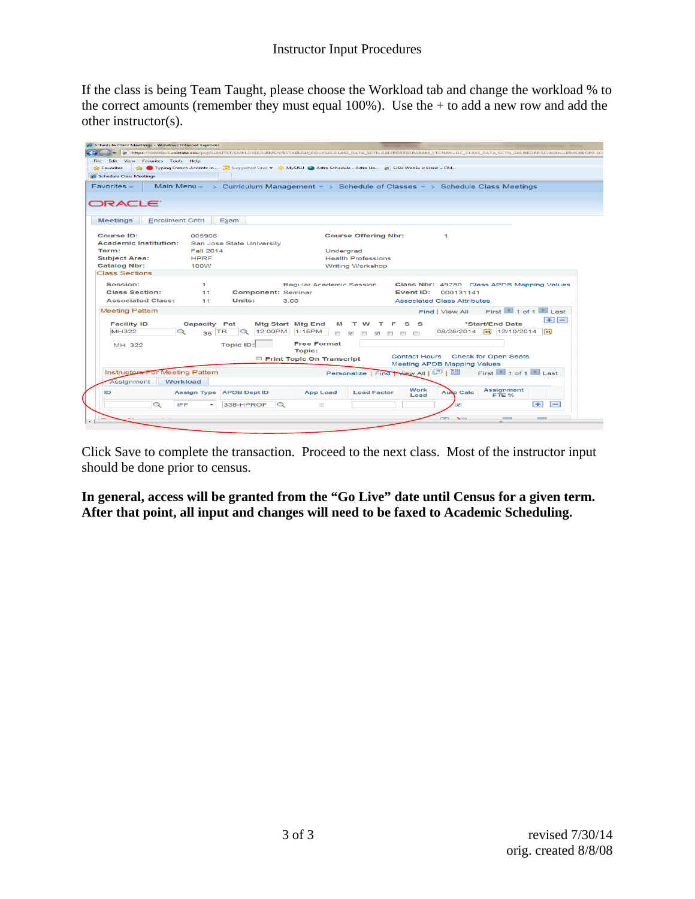If the class is being Team Taught, please choose the Workload tab and change the workload % to the correct amounts (remember they must equal 100%). Use the + to add a new row and add the other instructor(s).

Click Save to complete the transaction. Proceed to the next class. Most of the instructor input should be done prior to census.

**In general, access will be granted from the "Go Live" date until Census for a given term. After that point, all input and changes will need to be faxed to Academic Scheduling.**

revised 7/30/14
orig. created 8/8/08